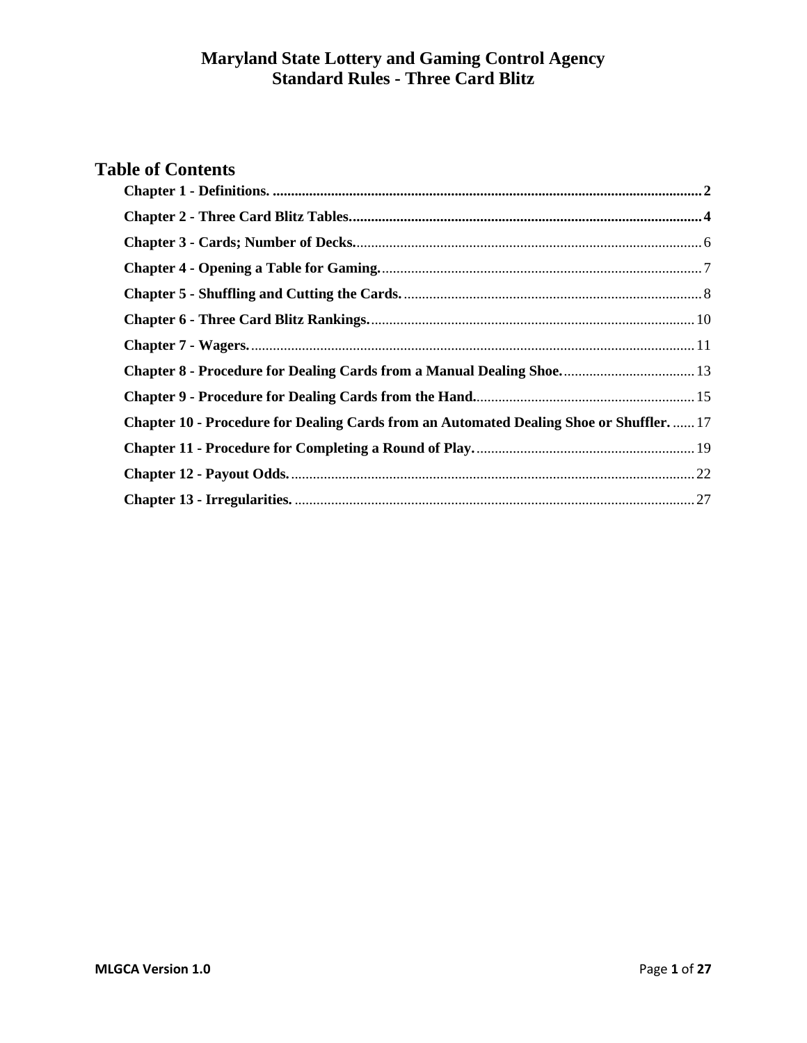# Maryland State Lottery and Gaming Control Agency
# Standard Rules - Three Card Blitz

## Table of Contents

**Chapter 1 - Definitions.** ........ 2

**Chapter 2 - Three Card Blitz Tables.** ........ 4

**Chapter 3 - Cards; Number of Decks.** ........ 6

**Chapter 4 - Opening a Table for Gaming.** ........ 7

**Chapter 5 - Shuffling and Cutting the Cards.** ........ 8

**Chapter 6 - Three Card Blitz Rankings.** ........ 10

**Chapter 7 - Wagers.** ........ 11

**Chapter 8 - Procedure for Dealing Cards from a Manual Dealing Shoe.** ........ 13

**Chapter 9 - Procedure for Dealing Cards from the Hand.** ........ 15

**Chapter 10 - Procedure for Dealing Cards from an Automated Dealing Shoe or Shuffler.** ........ 17

**Chapter 11 - Procedure for Completing a Round of Play.** ........ 19

**Chapter 12 - Payout Odds.** ........ 22

**Chapter 13 - Irregularities.** ........ 27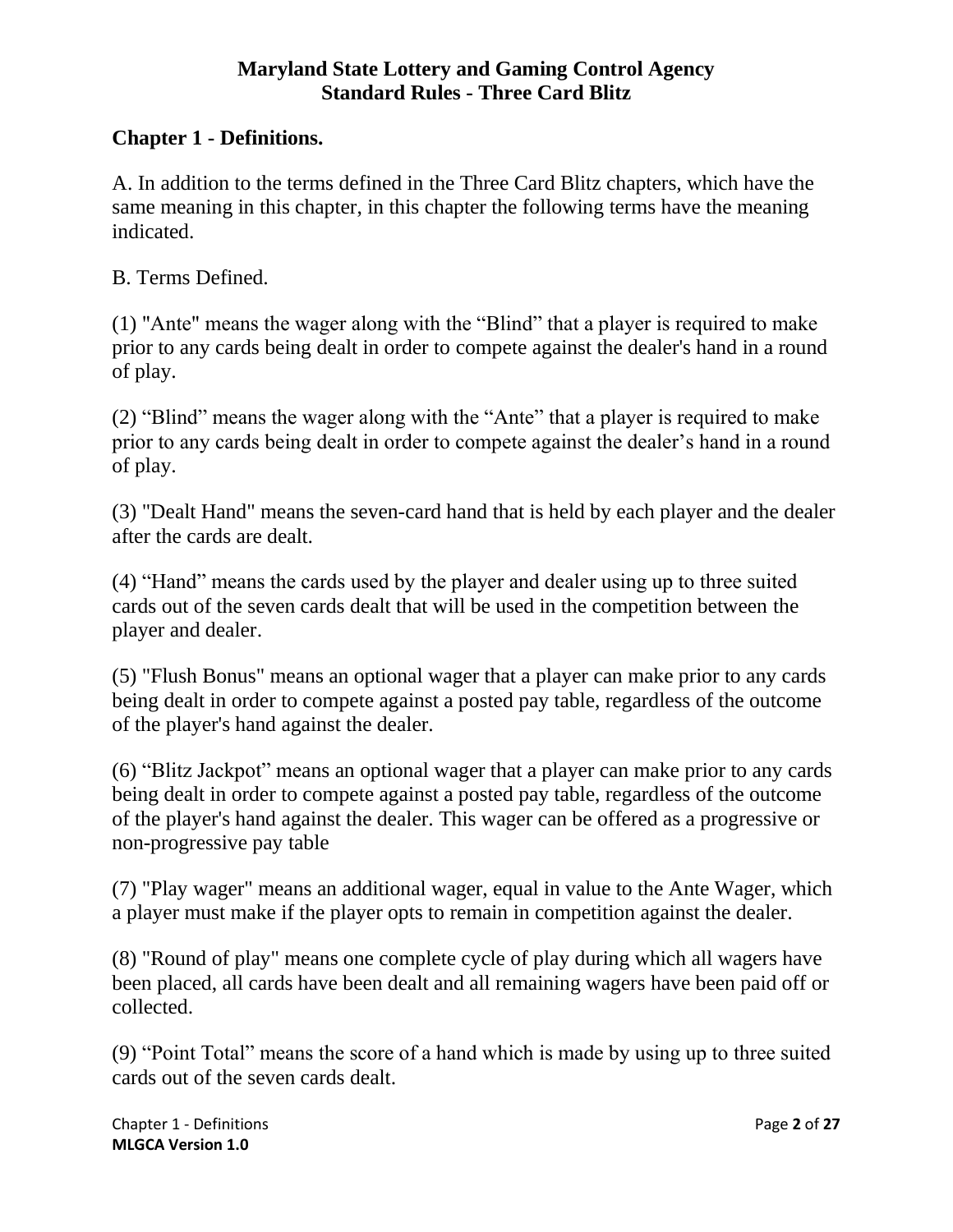# Maryland State Lottery and Gaming Control Agency
# Standard Rules - Three Card Blitz

## Chapter 1 - Definitions.

A. In addition to the terms defined in the Three Card Blitz chapters, which have the same meaning in this chapter, in this chapter the following terms have the meaning indicated.

B. Terms Defined.

(1) "Ante" means the wager along with the "Blind" that a player is required to make prior to any cards being dealt in order to compete against the dealer's hand in a round of play.

(2) "Blind" means the wager along with the "Ante" that a player is required to make prior to any cards being dealt in order to compete against the dealer's hand in a round of play.

(3) "Dealt Hand" means the seven-card hand that is held by each player and the dealer after the cards are dealt.

(4) "Hand" means the cards used by the player and dealer using up to three suited cards out of the seven cards dealt that will be used in the competition between the player and dealer.

(5) "Flush Bonus" means an optional wager that a player can make prior to any cards being dealt in order to compete against a posted pay table, regardless of the outcome of the player's hand against the dealer.

(6) "Blitz Jackpot" means an optional wager that a player can make prior to any cards being dealt in order to compete against a posted pay table, regardless of the outcome of the player's hand against the dealer. This wager can be offered as a progressive or non-progressive pay table

(7) "Play wager" means an additional wager, equal in value to the Ante Wager, which a player must make if the player opts to remain in competition against the dealer.

(8) "Round of play" means one complete cycle of play during which all wagers have been placed, all cards have been dealt and all remaining wagers have been paid off or collected.

(9) "Point Total" means the score of a hand which is made by using up to three suited cards out of the seven cards dealt.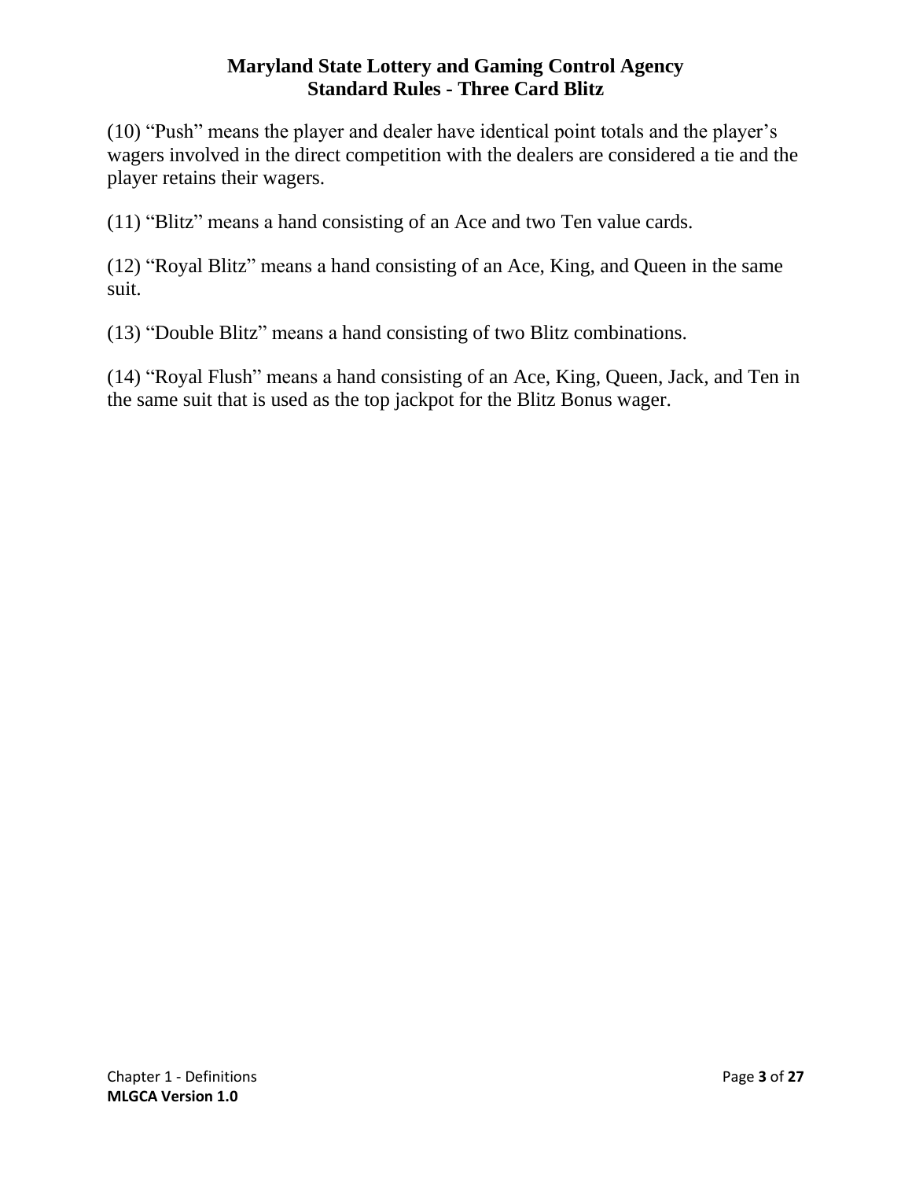(10) "Push" means the player and dealer have identical point totals and the player's wagers involved in the direct competition with the dealers are considered a tie and the player retains their wagers.

(11) "Blitz" means a hand consisting of an Ace and two Ten value cards.

(12) "Royal Blitz" means a hand consisting of an Ace, King, and Queen in the same suit.

(13) "Double Blitz" means a hand consisting of two Blitz combinations.

(14) "Royal Flush" means a hand consisting of an Ace, King, Queen, Jack, and Ten in the same suit that is used as the top jackpot for the Blitz Bonus wager.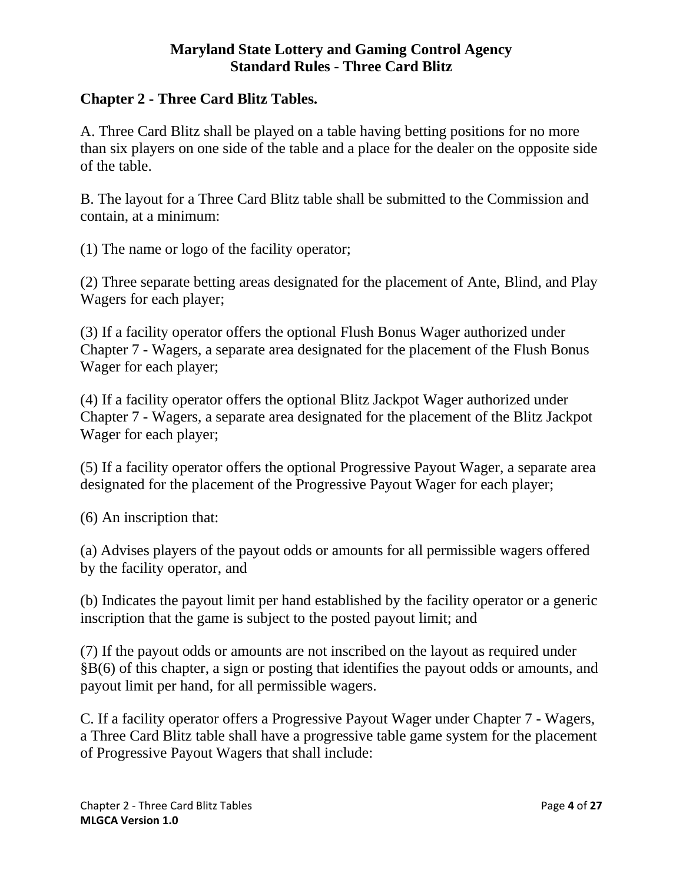## Chapter 2 - Three Card Blitz Tables.

A. Three Card Blitz shall be played on a table having betting positions for no more than six players on one side of the table and a place for the dealer on the opposite side of the table.

B. The layout for a Three Card Blitz table shall be submitted to the Commission and contain, at a minimum:

(1) The name or logo of the facility operator;

(2) Three separate betting areas designated for the placement of Ante, Blind, and Play Wagers for each player;

(3) If a facility operator offers the optional Flush Bonus Wager authorized under Chapter 7 - Wagers, a separate area designated for the placement of the Flush Bonus Wager for each player;

(4) If a facility operator offers the optional Blitz Jackpot Wager authorized under Chapter 7 - Wagers, a separate area designated for the placement of the Blitz Jackpot Wager for each player;

(5) If a facility operator offers the optional Progressive Payout Wager, a separate area designated for the placement of the Progressive Payout Wager for each player;

(6) An inscription that:

(a) Advises players of the payout odds or amounts for all permissible wagers offered by the facility operator, and

(b) Indicates the payout limit per hand established by the facility operator or a generic inscription that the game is subject to the posted payout limit; and

(7) If the payout odds or amounts are not inscribed on the layout as required under §B(6) of this chapter, a sign or posting that identifies the payout odds or amounts, and payout limit per hand, for all permissible wagers.

C. If a facility operator offers a Progressive Payout Wager under Chapter 7 - Wagers, a Three Card Blitz table shall have a progressive table game system for the placement of Progressive Payout Wagers that shall include: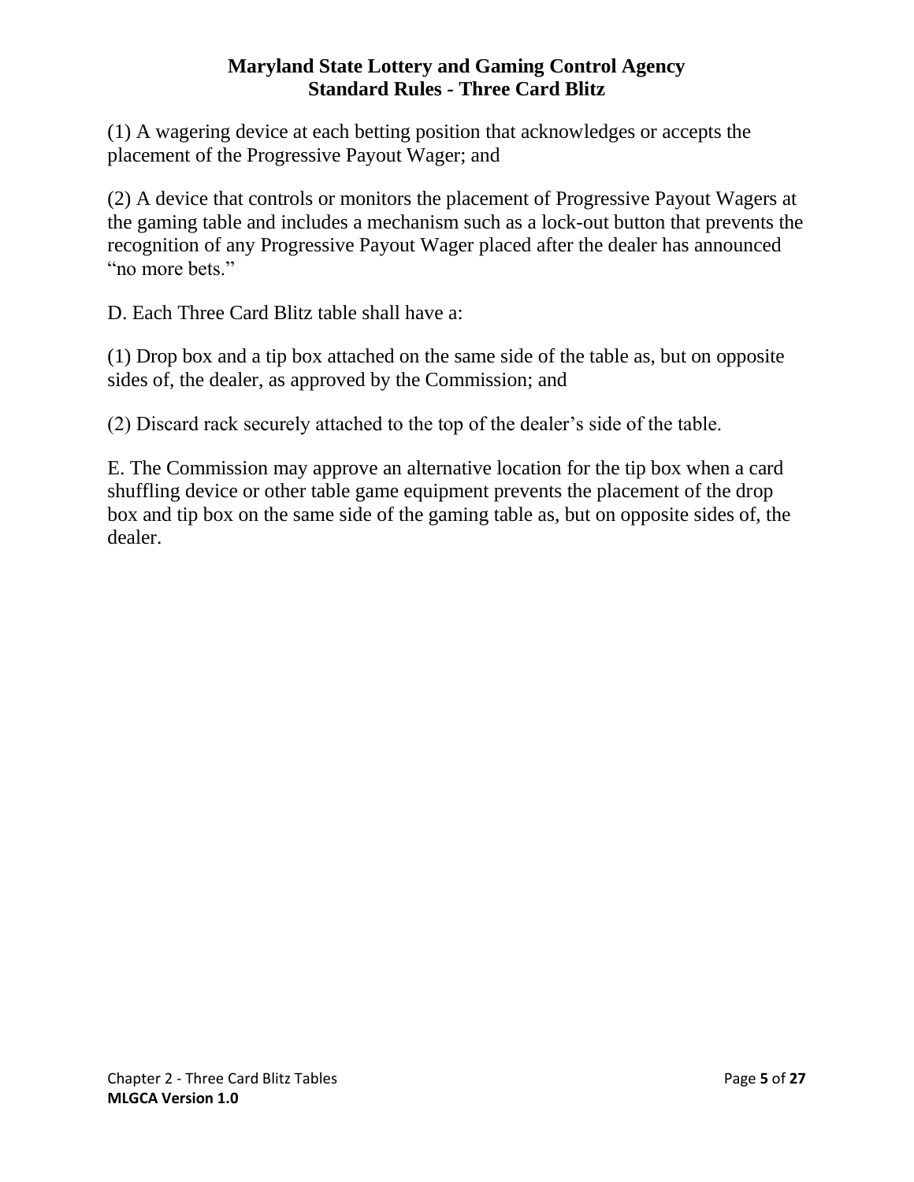(1) A wagering device at each betting position that acknowledges or accepts the placement of the Progressive Payout Wager; and

(2) A device that controls or monitors the placement of Progressive Payout Wagers at the gaming table and includes a mechanism such as a lock-out button that prevents the recognition of any Progressive Payout Wager placed after the dealer has announced "no more bets."

D. Each Three Card Blitz table shall have a:

(1) Drop box and a tip box attached on the same side of the table as, but on opposite sides of, the dealer, as approved by the Commission; and

(2) Discard rack securely attached to the top of the dealer's side of the table.

E. The Commission may approve an alternative location for the tip box when a card shuffling device or other table game equipment prevents the placement of the drop box and tip box on the same side of the gaming table as, but on opposite sides of, the dealer.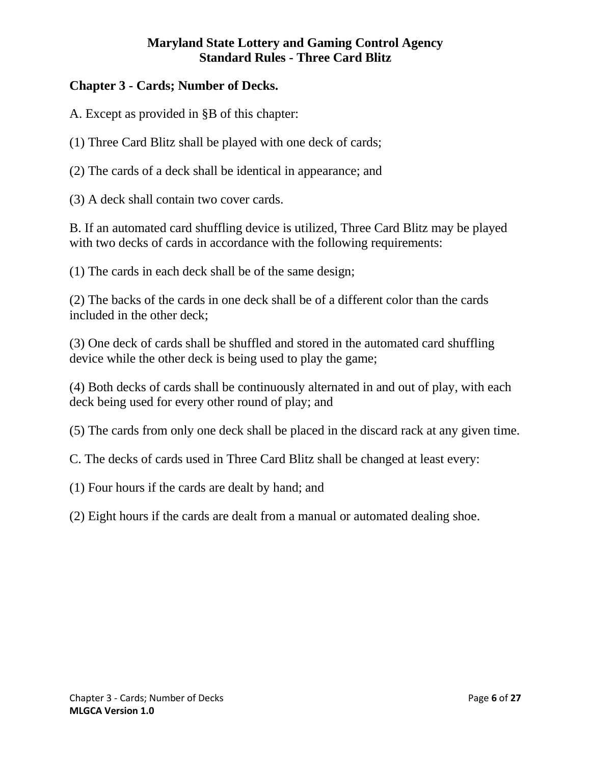## Chapter 3 - Cards; Number of Decks.

A. Except as provided in §B of this chapter:

(1) Three Card Blitz shall be played with one deck of cards;

(2) The cards of a deck shall be identical in appearance; and

(3) A deck shall contain two cover cards.

B. If an automated card shuffling device is utilized, Three Card Blitz may be played with two decks of cards in accordance with the following requirements:

(1) The cards in each deck shall be of the same design;

(2) The backs of the cards in one deck shall be of a different color than the cards included in the other deck;

(3) One deck of cards shall be shuffled and stored in the automated card shuffling device while the other deck is being used to play the game;

(4) Both decks of cards shall be continuously alternated in and out of play, with each deck being used for every other round of play; and

(5) The cards from only one deck shall be placed in the discard rack at any given time.

C. The decks of cards used in Three Card Blitz shall be changed at least every:

(1) Four hours if the cards are dealt by hand; and

(2) Eight hours if the cards are dealt from a manual or automated dealing shoe.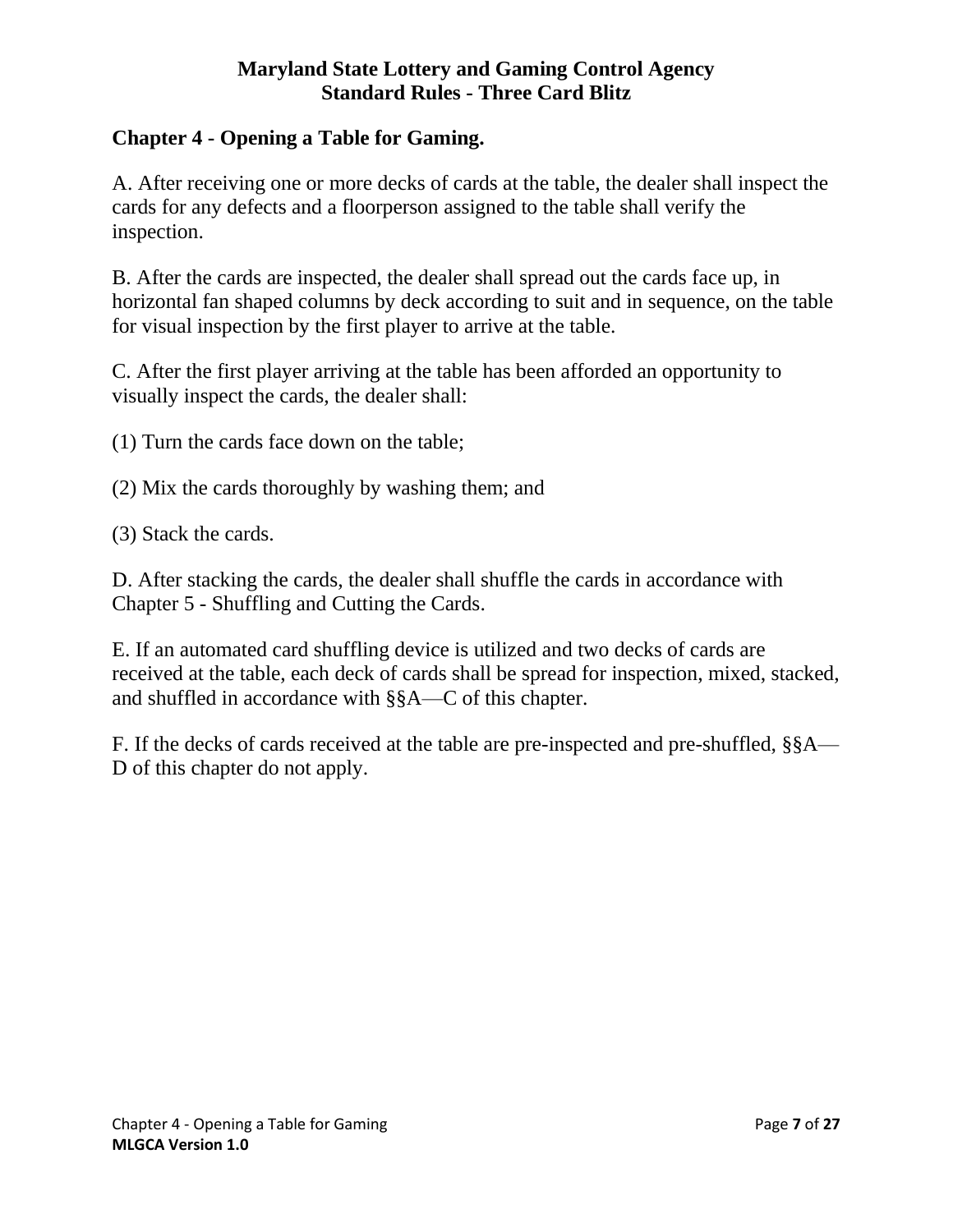## Chapter 4 - Opening a Table for Gaming.

A. After receiving one or more decks of cards at the table, the dealer shall inspect the cards for any defects and a floorperson assigned to the table shall verify the inspection.

B. After the cards are inspected, the dealer shall spread out the cards face up, in horizontal fan shaped columns by deck according to suit and in sequence, on the table for visual inspection by the first player to arrive at the table.

C. After the first player arriving at the table has been afforded an opportunity to visually inspect the cards, the dealer shall:

(1) Turn the cards face down on the table;

(2) Mix the cards thoroughly by washing them; and

(3) Stack the cards.

D. After stacking the cards, the dealer shall shuffle the cards in accordance with Chapter 5 - Shuffling and Cutting the Cards.

E. If an automated card shuffling device is utilized and two decks of cards are received at the table, each deck of cards shall be spread for inspection, mixed, stacked, and shuffled in accordance with §§A—C of this chapter.

F. If the decks of cards received at the table are pre-inspected and pre-shuffled, §§A—D of this chapter do not apply.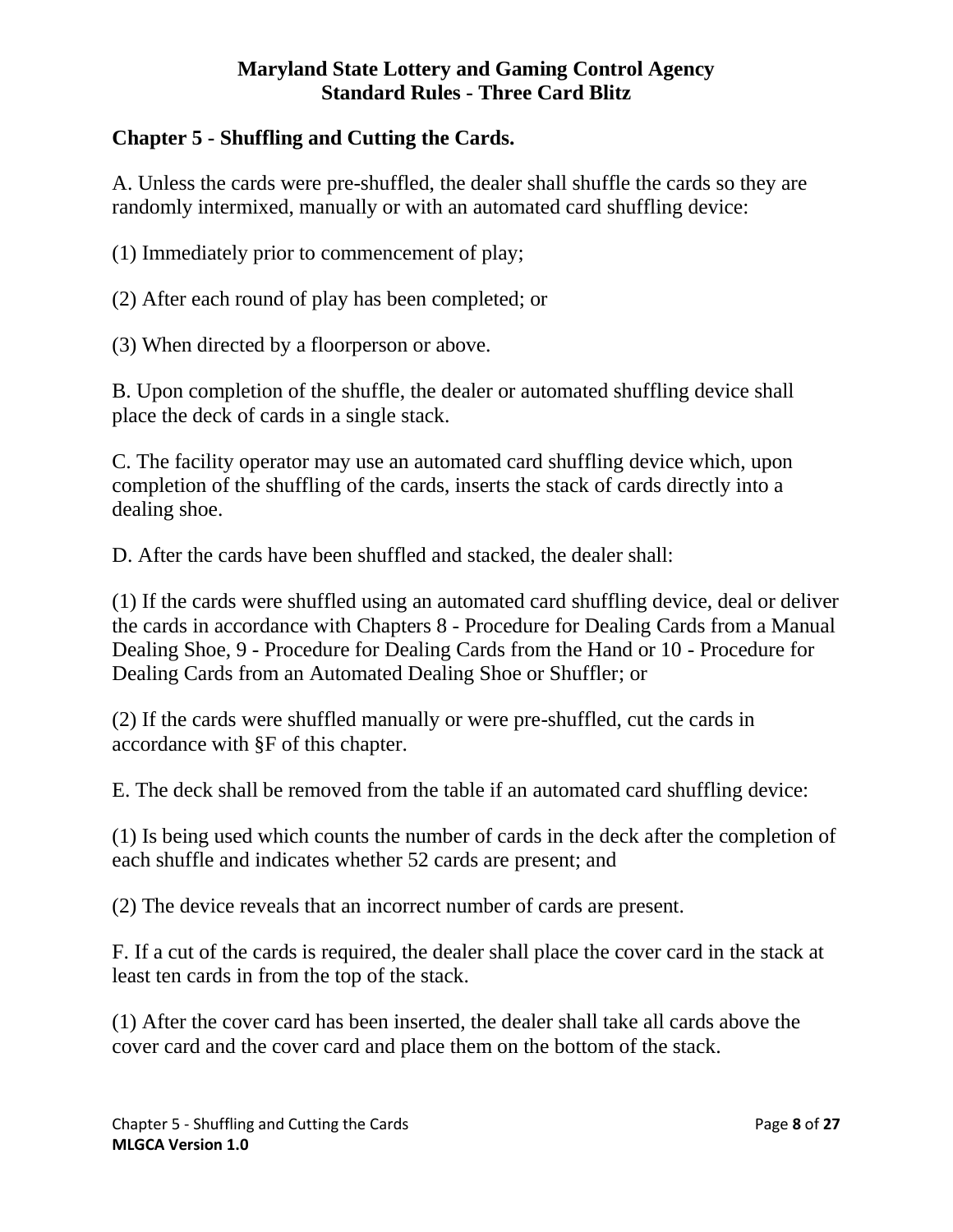## Chapter 5 - Shuffling and Cutting the Cards.

A. Unless the cards were pre-shuffled, the dealer shall shuffle the cards so they are randomly intermixed, manually or with an automated card shuffling device:

(1) Immediately prior to commencement of play;

(2) After each round of play has been completed; or

(3) When directed by a floorperson or above.

B. Upon completion of the shuffle, the dealer or automated shuffling device shall place the deck of cards in a single stack.

C. The facility operator may use an automated card shuffling device which, upon completion of the shuffling of the cards, inserts the stack of cards directly into a dealing shoe.

D. After the cards have been shuffled and stacked, the dealer shall:

(1) If the cards were shuffled using an automated card shuffling device, deal or deliver the cards in accordance with Chapters 8 - Procedure for Dealing Cards from a Manual Dealing Shoe, 9 - Procedure for Dealing Cards from the Hand or 10 - Procedure for Dealing Cards from an Automated Dealing Shoe or Shuffler; or

(2) If the cards were shuffled manually or were pre-shuffled, cut the cards in accordance with §F of this chapter.

E. The deck shall be removed from the table if an automated card shuffling device:

(1) Is being used which counts the number of cards in the deck after the completion of each shuffle and indicates whether 52 cards are present; and

(2) The device reveals that an incorrect number of cards are present.

F. If a cut of the cards is required, the dealer shall place the cover card in the stack at least ten cards in from the top of the stack.

(1) After the cover card has been inserted, the dealer shall take all cards above the cover card and the cover card and place them on the bottom of the stack.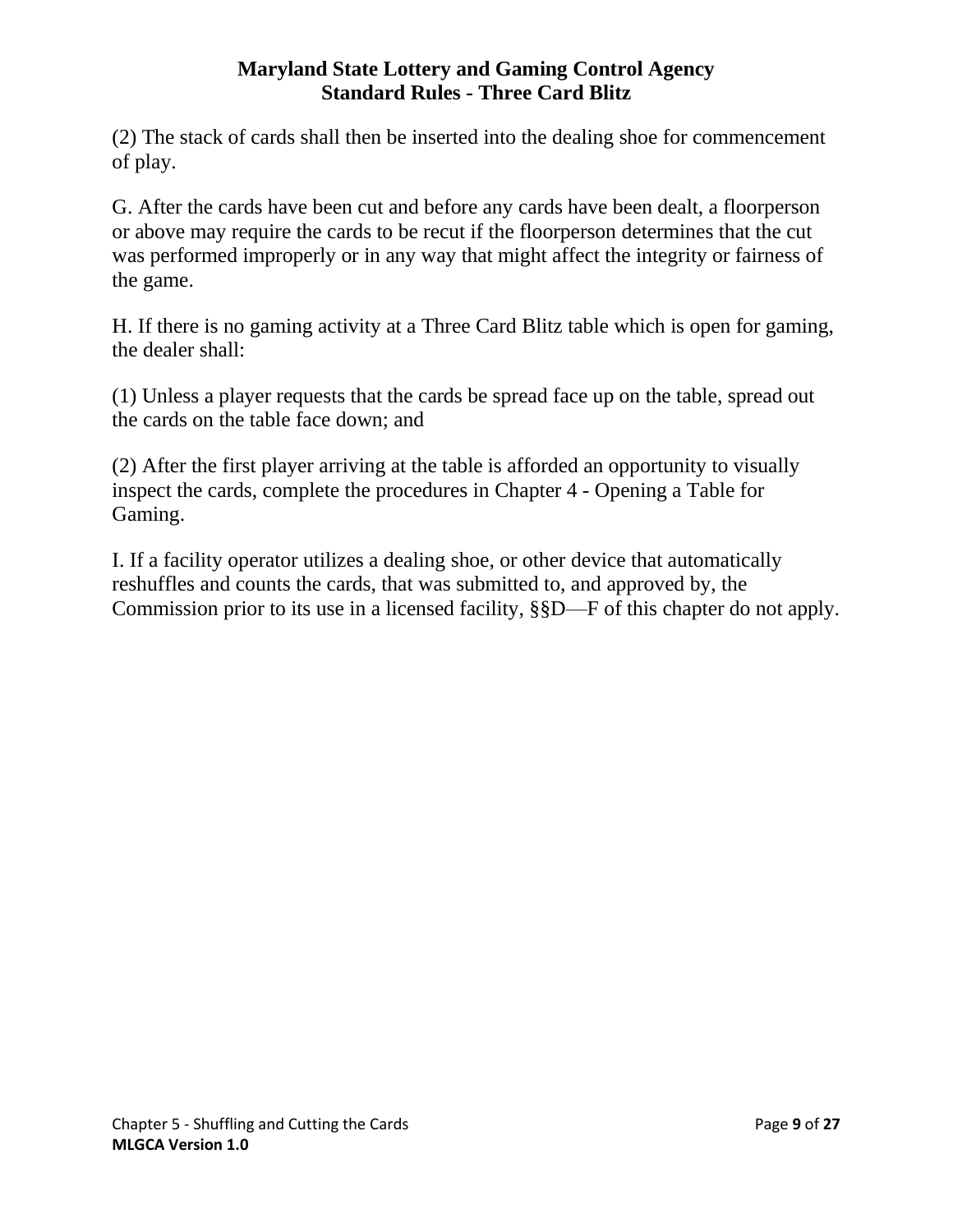(2) The stack of cards shall then be inserted into the dealing shoe for commencement of play.

G. After the cards have been cut and before any cards have been dealt, a floorperson or above may require the cards to be recut if the floorperson determines that the cut was performed improperly or in any way that might affect the integrity or fairness of the game.

H. If there is no gaming activity at a Three Card Blitz table which is open for gaming, the dealer shall:

(1) Unless a player requests that the cards be spread face up on the table, spread out the cards on the table face down; and

(2) After the first player arriving at the table is afforded an opportunity to visually inspect the cards, complete the procedures in Chapter 4 - Opening a Table for Gaming.

I. If a facility operator utilizes a dealing shoe, or other device that automatically reshuffles and counts the cards, that was submitted to, and approved by, the Commission prior to its use in a licensed facility, §§D—F of this chapter do not apply.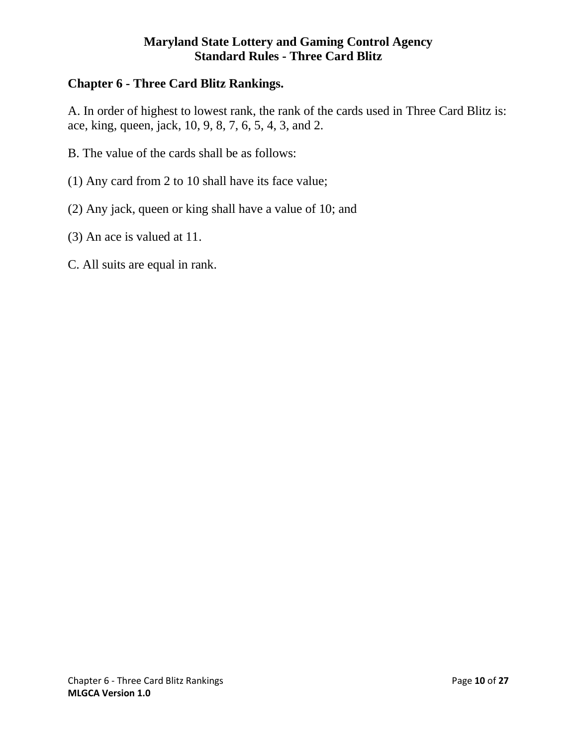## Chapter 6 - Three Card Blitz Rankings.

A. In order of highest to lowest rank, the rank of the cards used in Three Card Blitz is: ace, king, queen, jack, 10, 9, 8, 7, 6, 5, 4, 3, and 2.

B. The value of the cards shall be as follows:

(1) Any card from 2 to 10 shall have its face value;

(2) Any jack, queen or king shall have a value of 10; and

(3) An ace is valued at 11.

C. All suits are equal in rank.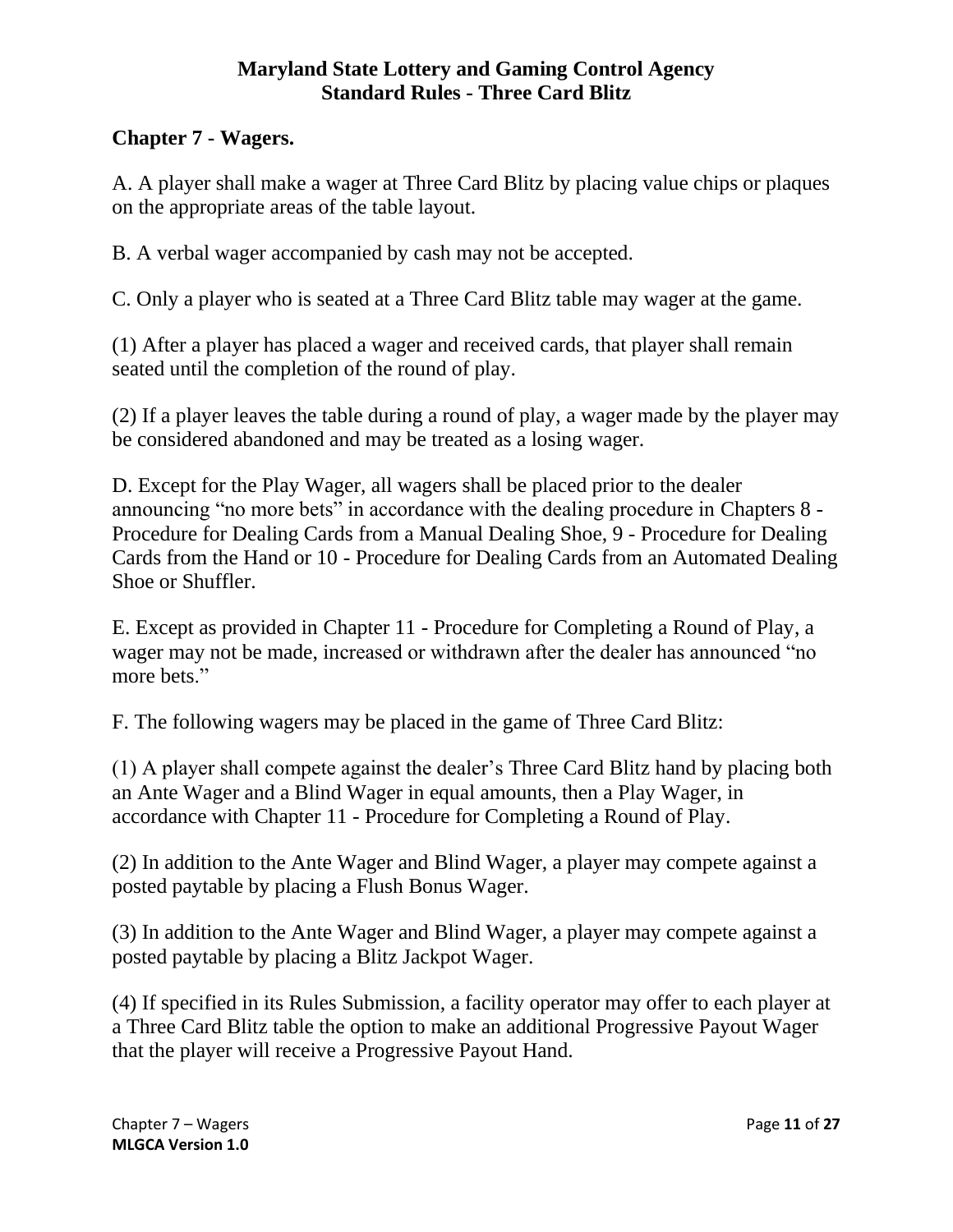## Chapter 7 - Wagers.

A. A player shall make a wager at Three Card Blitz by placing value chips or plaques on the appropriate areas of the table layout.

B. A verbal wager accompanied by cash may not be accepted.

C. Only a player who is seated at a Three Card Blitz table may wager at the game.

(1) After a player has placed a wager and received cards, that player shall remain seated until the completion of the round of play.

(2) If a player leaves the table during a round of play, a wager made by the player may be considered abandoned and may be treated as a losing wager.

D. Except for the Play Wager, all wagers shall be placed prior to the dealer announcing "no more bets" in accordance with the dealing procedure in Chapters 8 - Procedure for Dealing Cards from a Manual Dealing Shoe, 9 - Procedure for Dealing Cards from the Hand or 10 - Procedure for Dealing Cards from an Automated Dealing Shoe or Shuffler.

E. Except as provided in Chapter 11 - Procedure for Completing a Round of Play, a wager may not be made, increased or withdrawn after the dealer has announced "no more bets."

F. The following wagers may be placed in the game of Three Card Blitz:

(1) A player shall compete against the dealer's Three Card Blitz hand by placing both an Ante Wager and a Blind Wager in equal amounts, then a Play Wager, in accordance with Chapter 11 - Procedure for Completing a Round of Play.

(2) In addition to the Ante Wager and Blind Wager, a player may compete against a posted paytable by placing a Flush Bonus Wager.

(3) In addition to the Ante Wager and Blind Wager, a player may compete against a posted paytable by placing a Blitz Jackpot Wager.

(4) If specified in its Rules Submission, a facility operator may offer to each player at a Three Card Blitz table the option to make an additional Progressive Payout Wager that the player will receive a Progressive Payout Hand.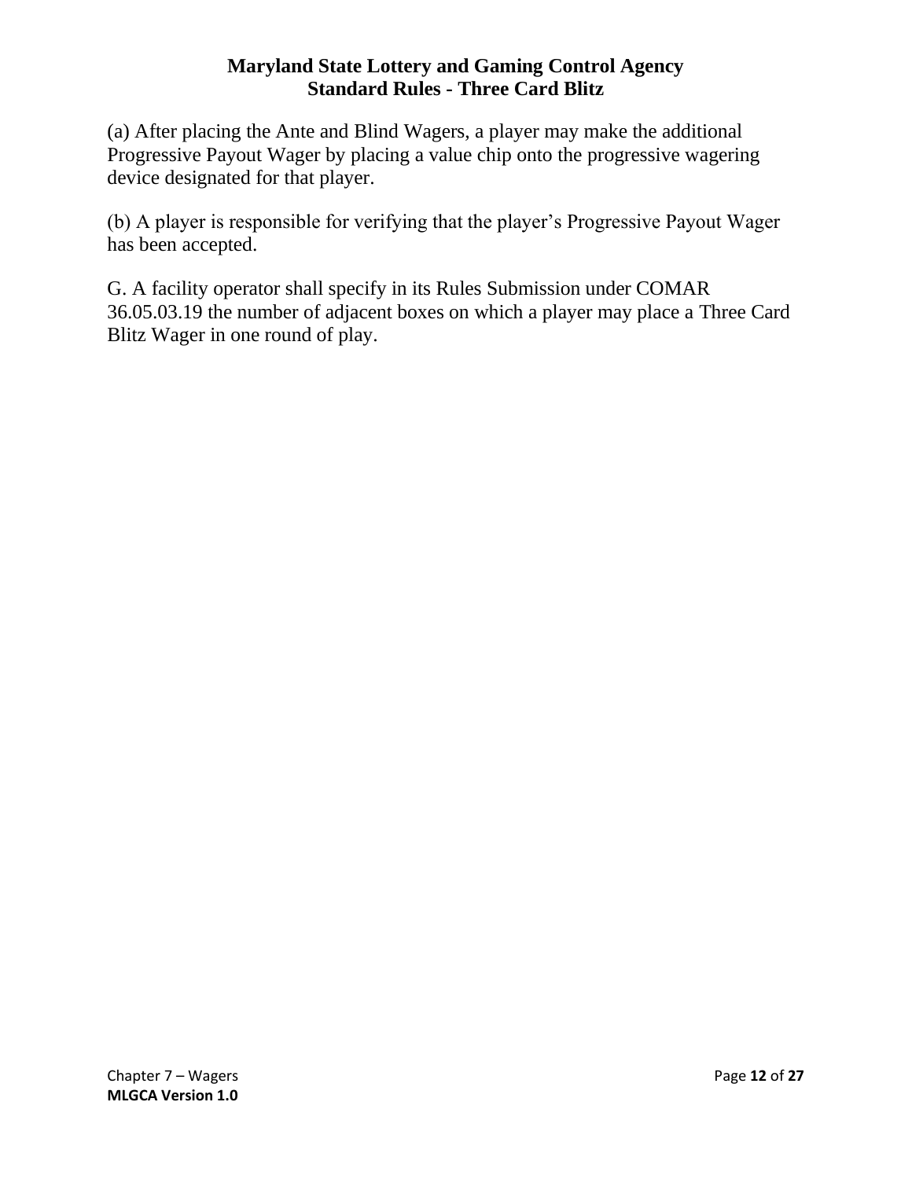(a) After placing the Ante and Blind Wagers, a player may make the additional Progressive Payout Wager by placing a value chip onto the progressive wagering device designated for that player.

(b) A player is responsible for verifying that the player's Progressive Payout Wager has been accepted.

G. A facility operator shall specify in its Rules Submission under COMAR 36.05.03.19 the number of adjacent boxes on which a player may place a Three Card Blitz Wager in one round of play.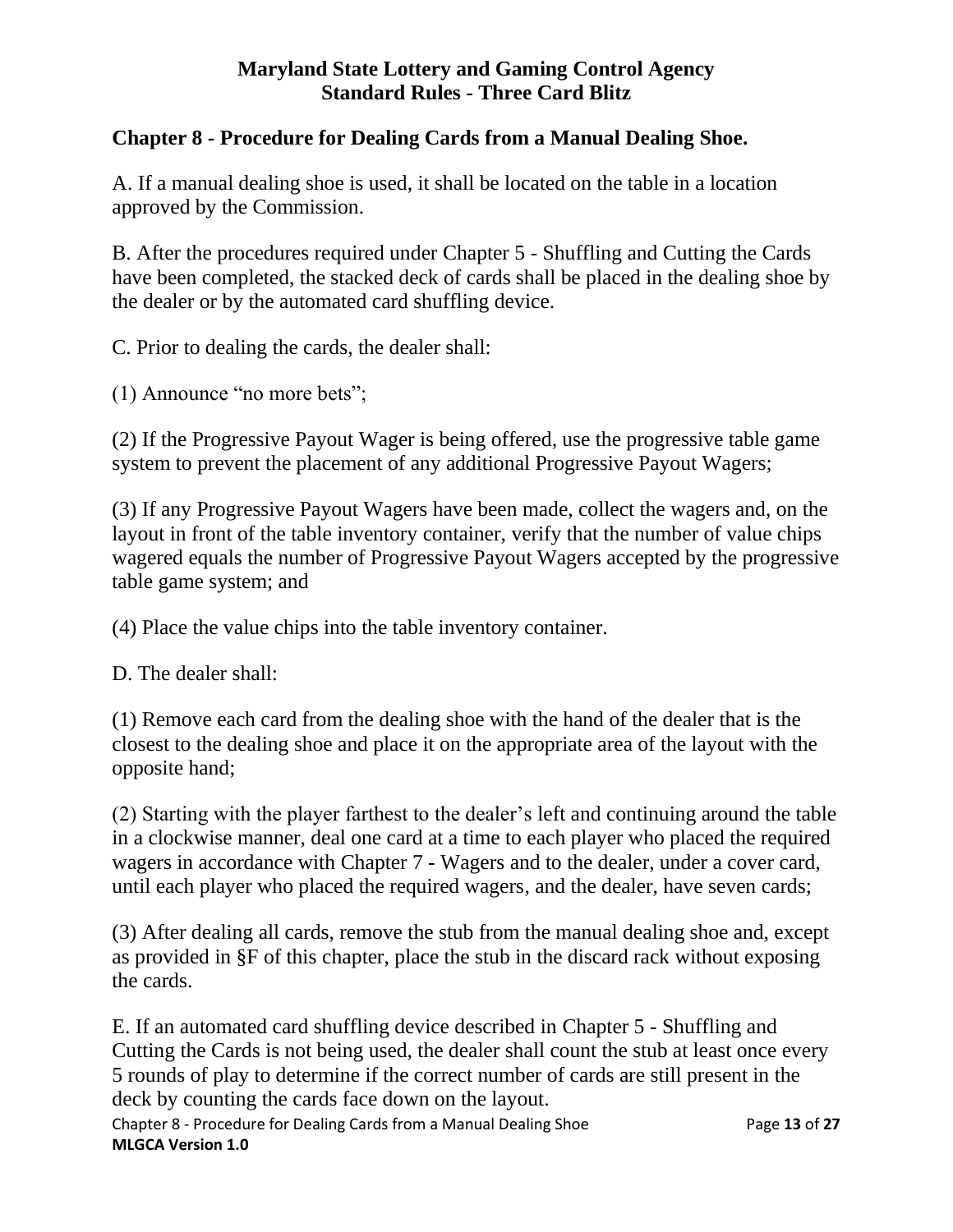## Chapter 8 - Procedure for Dealing Cards from a Manual Dealing Shoe.

A. If a manual dealing shoe is used, it shall be located on the table in a location approved by the Commission.

B. After the procedures required under Chapter 5 - Shuffling and Cutting the Cards have been completed, the stacked deck of cards shall be placed in the dealing shoe by the dealer or by the automated card shuffling device.

C. Prior to dealing the cards, the dealer shall:

(1) Announce "no more bets";

(2) If the Progressive Payout Wager is being offered, use the progressive table game system to prevent the placement of any additional Progressive Payout Wagers;

(3) If any Progressive Payout Wagers have been made, collect the wagers and, on the layout in front of the table inventory container, verify that the number of value chips wagered equals the number of Progressive Payout Wagers accepted by the progressive table game system; and

(4) Place the value chips into the table inventory container.

D. The dealer shall:

(1) Remove each card from the dealing shoe with the hand of the dealer that is the closest to the dealing shoe and place it on the appropriate area of the layout with the opposite hand;

(2) Starting with the player farthest to the dealer's left and continuing around the table in a clockwise manner, deal one card at a time to each player who placed the required wagers in accordance with Chapter 7 - Wagers and to the dealer, under a cover card, until each player who placed the required wagers, and the dealer, have seven cards;

(3) After dealing all cards, remove the stub from the manual dealing shoe and, except as provided in §F of this chapter, place the stub in the discard rack without exposing the cards.

E. If an automated card shuffling device described in Chapter 5 - Shuffling and Cutting the Cards is not being used, the dealer shall count the stub at least once every 5 rounds of play to determine if the correct number of cards are still present in the deck by counting the cards face down on the layout.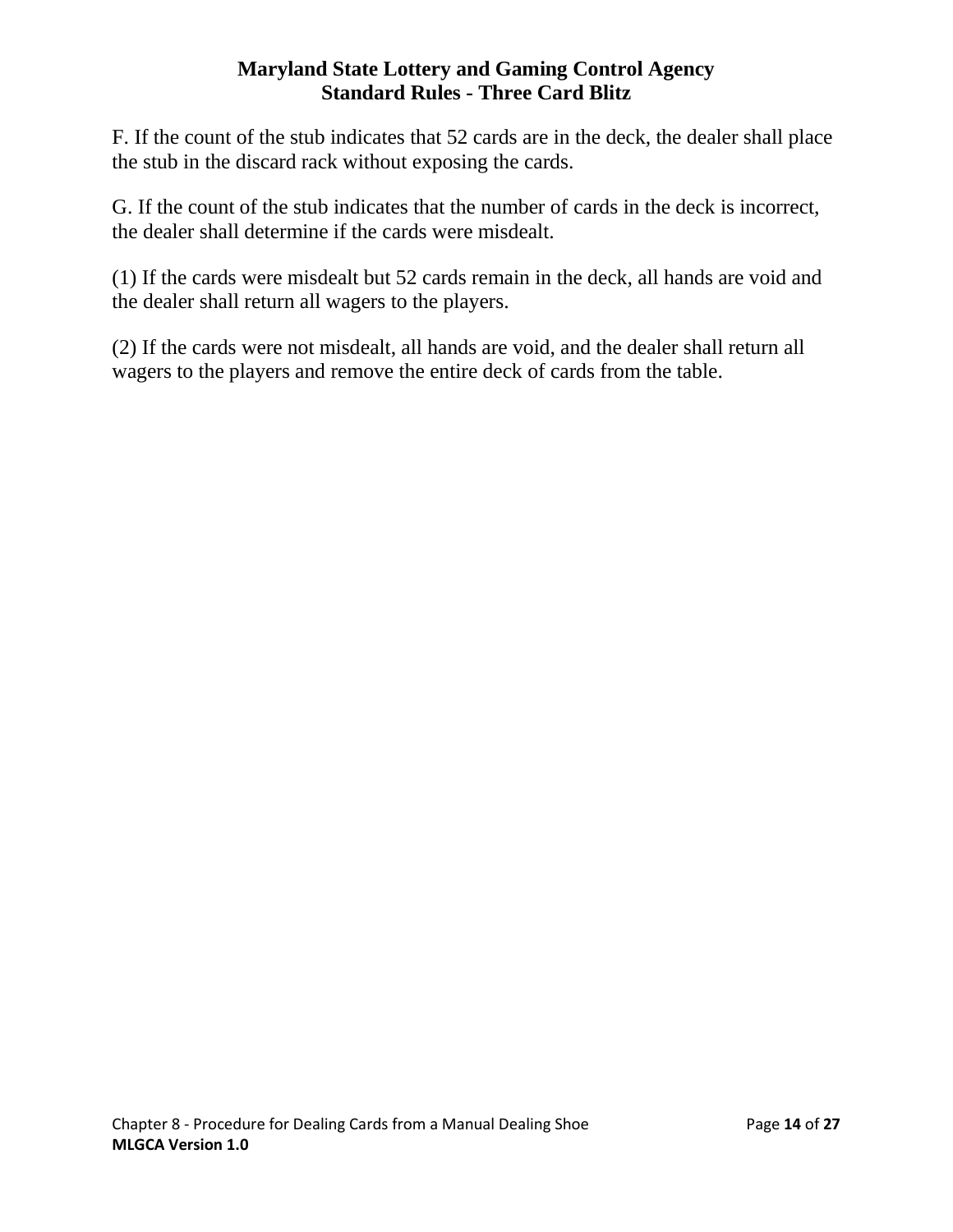F. If the count of the stub indicates that 52 cards are in the deck, the dealer shall place the stub in the discard rack without exposing the cards.

G. If the count of the stub indicates that the number of cards in the deck is incorrect, the dealer shall determine if the cards were misdealt.

(1) If the cards were misdealt but 52 cards remain in the deck, all hands are void and the dealer shall return all wagers to the players.

(2) If the cards were not misdealt, all hands are void, and the dealer shall return all wagers to the players and remove the entire deck of cards from the table.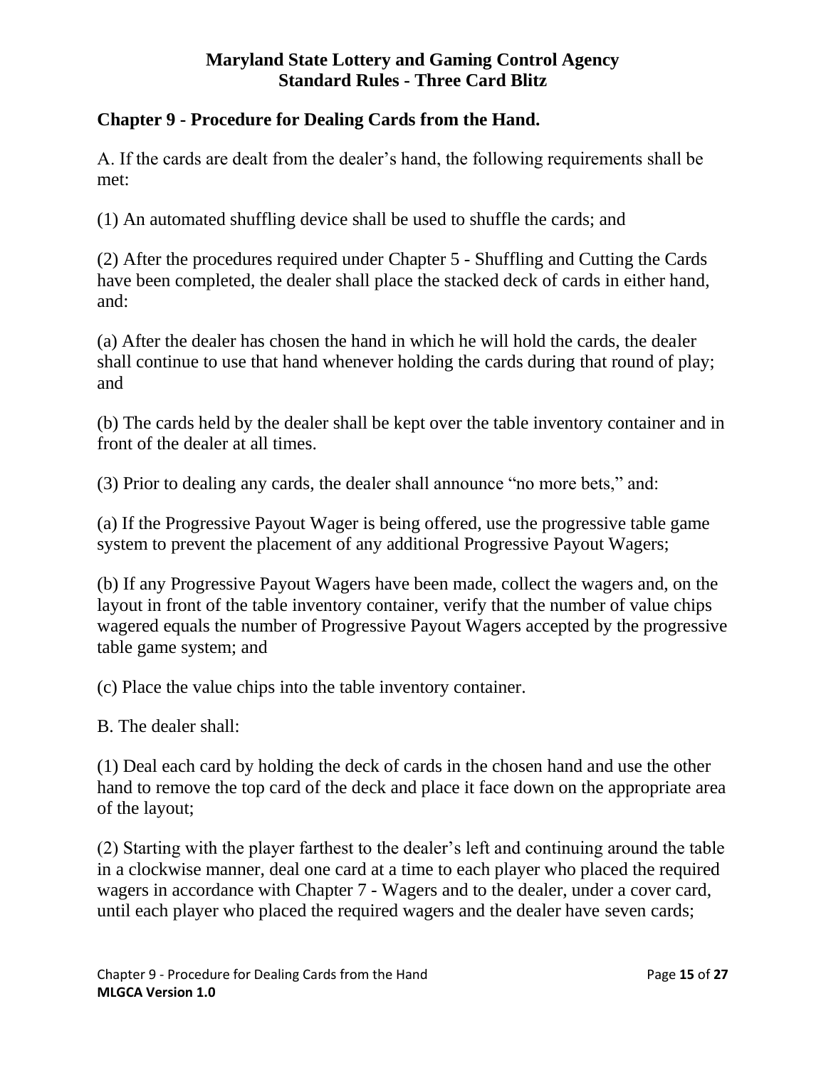## Chapter 9 - Procedure for Dealing Cards from the Hand.

A. If the cards are dealt from the dealer's hand, the following requirements shall be met:

(1) An automated shuffling device shall be used to shuffle the cards; and

(2) After the procedures required under Chapter 5 - Shuffling and Cutting the Cards have been completed, the dealer shall place the stacked deck of cards in either hand, and:

(a) After the dealer has chosen the hand in which he will hold the cards, the dealer shall continue to use that hand whenever holding the cards during that round of play; and

(b) The cards held by the dealer shall be kept over the table inventory container and in front of the dealer at all times.

(3) Prior to dealing any cards, the dealer shall announce "no more bets," and:

(a) If the Progressive Payout Wager is being offered, use the progressive table game system to prevent the placement of any additional Progressive Payout Wagers;

(b) If any Progressive Payout Wagers have been made, collect the wagers and, on the layout in front of the table inventory container, verify that the number of value chips wagered equals the number of Progressive Payout Wagers accepted by the progressive table game system; and

(c) Place the value chips into the table inventory container.

B. The dealer shall:

(1) Deal each card by holding the deck of cards in the chosen hand and use the other hand to remove the top card of the deck and place it face down on the appropriate area of the layout;

(2) Starting with the player farthest to the dealer's left and continuing around the table in a clockwise manner, deal one card at a time to each player who placed the required wagers in accordance with Chapter 7 - Wagers and to the dealer, under a cover card, until each player who placed the required wagers and the dealer have seven cards;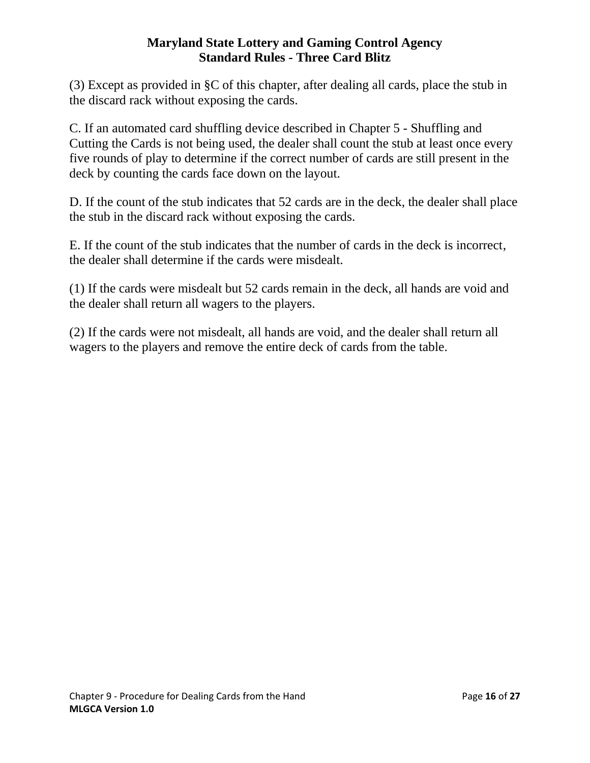(3) Except as provided in §C of this chapter, after dealing all cards, place the stub in the discard rack without exposing the cards.

C. If an automated card shuffling device described in Chapter 5 - Shuffling and Cutting the Cards is not being used, the dealer shall count the stub at least once every five rounds of play to determine if the correct number of cards are still present in the deck by counting the cards face down on the layout.

D. If the count of the stub indicates that 52 cards are in the deck, the dealer shall place the stub in the discard rack without exposing the cards.

E. If the count of the stub indicates that the number of cards in the deck is incorrect, the dealer shall determine if the cards were misdealt.

(1) If the cards were misdealt but 52 cards remain in the deck, all hands are void and the dealer shall return all wagers to the players.

(2) If the cards were not misdealt, all hands are void, and the dealer shall return all wagers to the players and remove the entire deck of cards from the table.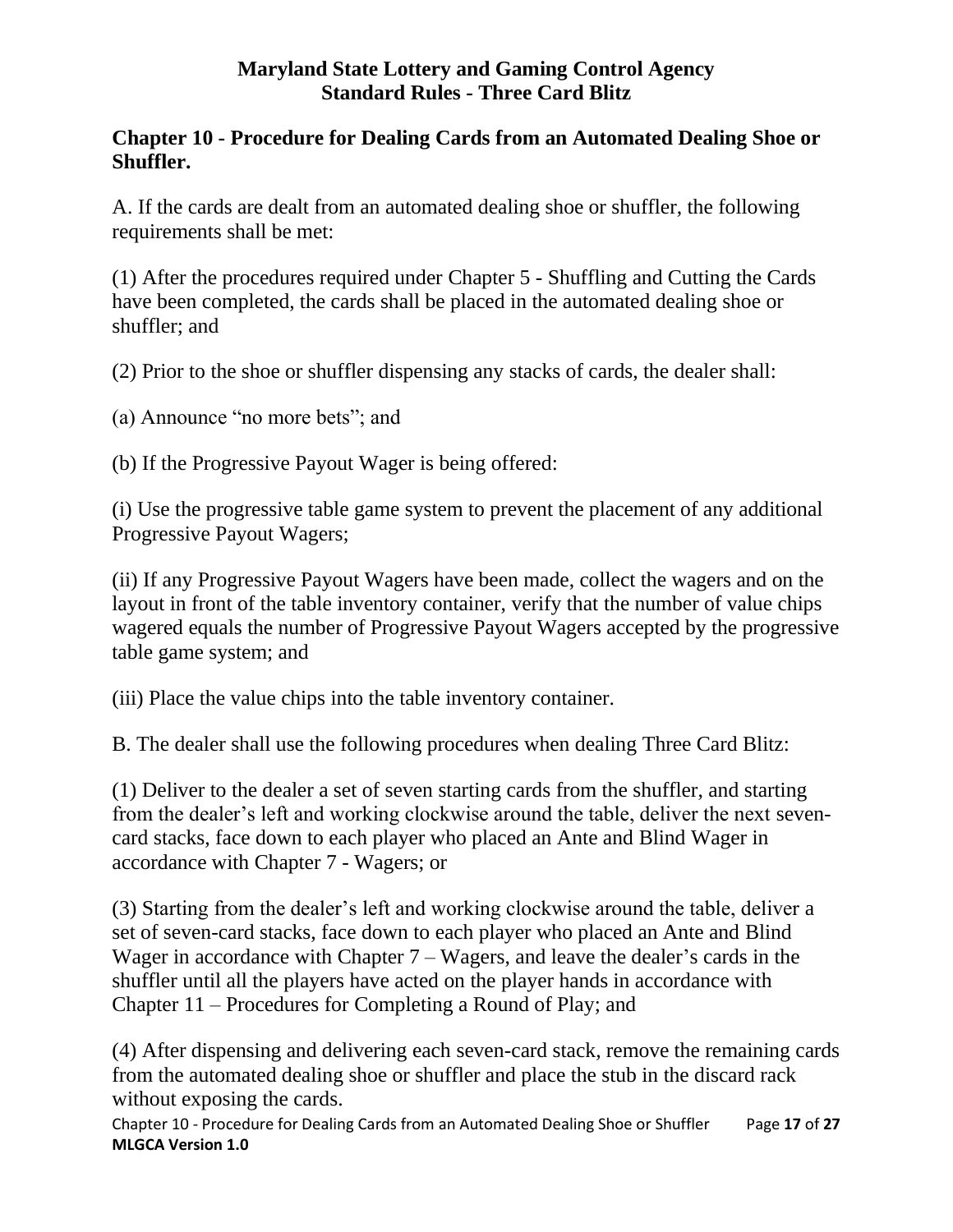# Maryland State Lottery and Gaming Control Agency
# Standard Rules - Three Card Blitz

## Chapter 10 - Procedure for Dealing Cards from an Automated Dealing Shoe or Shuffler.

A. If the cards are dealt from an automated dealing shoe or shuffler, the following requirements shall be met:

(1) After the procedures required under Chapter 5 - Shuffling and Cutting the Cards have been completed, the cards shall be placed in the automated dealing shoe or shuffler; and

(2) Prior to the shoe or shuffler dispensing any stacks of cards, the dealer shall:

(a) Announce "no more bets"; and

(b) If the Progressive Payout Wager is being offered:

(i) Use the progressive table game system to prevent the placement of any additional Progressive Payout Wagers;

(ii) If any Progressive Payout Wagers have been made, collect the wagers and on the layout in front of the table inventory container, verify that the number of value chips wagered equals the number of Progressive Payout Wagers accepted by the progressive table game system; and

(iii) Place the value chips into the table inventory container.

B. The dealer shall use the following procedures when dealing Three Card Blitz:

(1) Deliver to the dealer a set of seven starting cards from the shuffler, and starting from the dealer's left and working clockwise around the table, deliver the next seven-card stacks, face down to each player who placed an Ante and Blind Wager in accordance with Chapter 7 - Wagers; or

(3) Starting from the dealer's left and working clockwise around the table, deliver a set of seven-card stacks, face down to each player who placed an Ante and Blind Wager in accordance with Chapter 7 – Wagers, and leave the dealer's cards in the shuffler until all the players have acted on the player hands in accordance with Chapter 11 – Procedures for Completing a Round of Play; and

(4) After dispensing and delivering each seven-card stack, remove the remaining cards from the automated dealing shoe or shuffler and place the stub in the discard rack without exposing the cards.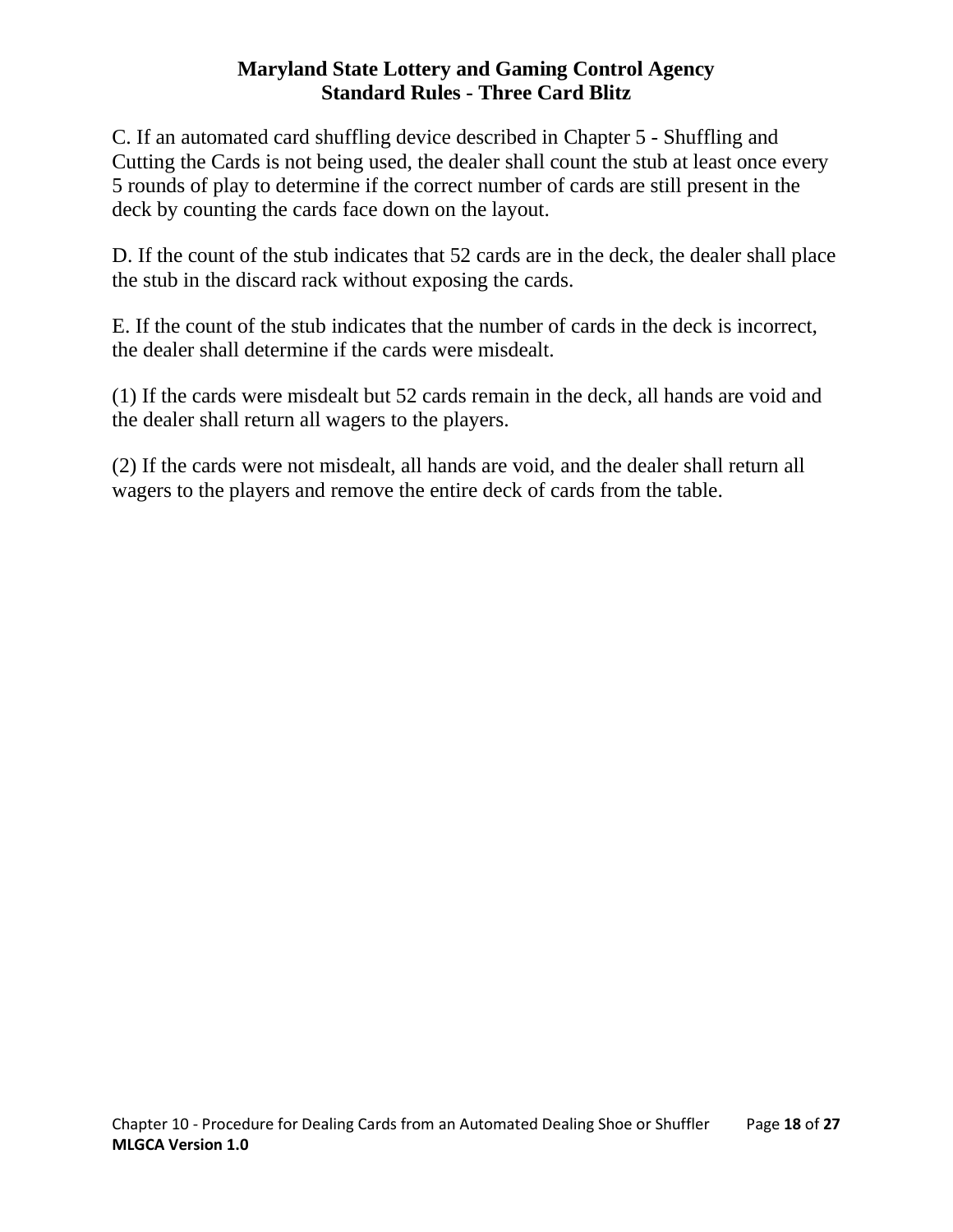C. If an automated card shuffling device described in Chapter 5 - Shuffling and Cutting the Cards is not being used, the dealer shall count the stub at least once every 5 rounds of play to determine if the correct number of cards are still present in the deck by counting the cards face down on the layout.

D. If the count of the stub indicates that 52 cards are in the deck, the dealer shall place the stub in the discard rack without exposing the cards.

E. If the count of the stub indicates that the number of cards in the deck is incorrect, the dealer shall determine if the cards were misdealt.

(1) If the cards were misdealt but 52 cards remain in the deck, all hands are void and the dealer shall return all wagers to the players.

(2) If the cards were not misdealt, all hands are void, and the dealer shall return all wagers to the players and remove the entire deck of cards from the table.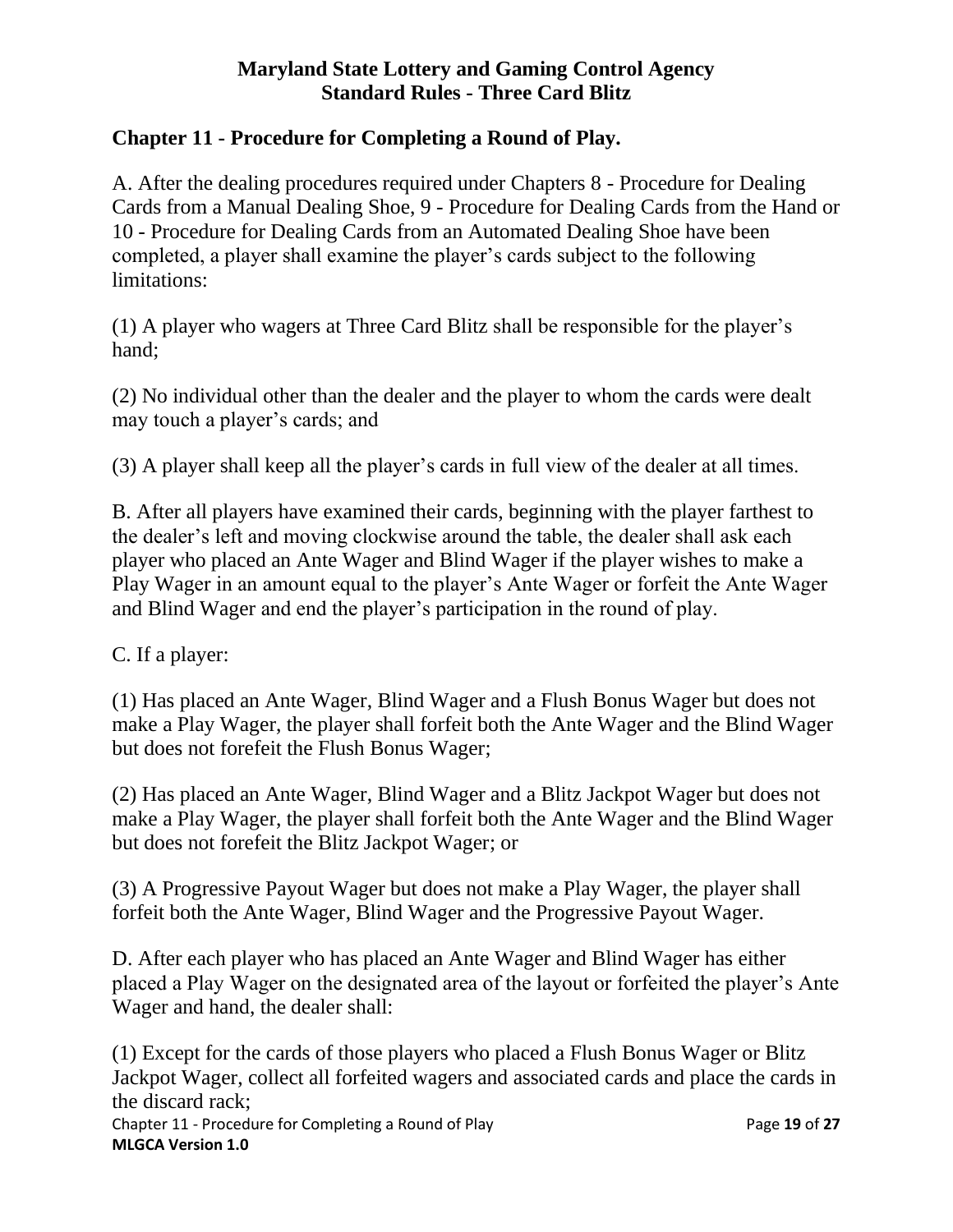## Chapter 11 - Procedure for Completing a Round of Play.

A. After the dealing procedures required under Chapters 8 - Procedure for Dealing Cards from a Manual Dealing Shoe, 9 - Procedure for Dealing Cards from the Hand or 10 - Procedure for Dealing Cards from an Automated Dealing Shoe have been completed, a player shall examine the player's cards subject to the following limitations:

(1) A player who wagers at Three Card Blitz shall be responsible for the player's hand;

(2) No individual other than the dealer and the player to whom the cards were dealt may touch a player's cards; and

(3) A player shall keep all the player's cards in full view of the dealer at all times.

B. After all players have examined their cards, beginning with the player farthest to the dealer's left and moving clockwise around the table, the dealer shall ask each player who placed an Ante Wager and Blind Wager if the player wishes to make a Play Wager in an amount equal to the player's Ante Wager or forfeit the Ante Wager and Blind Wager and end the player's participation in the round of play.

C. If a player:

(1) Has placed an Ante Wager, Blind Wager and a Flush Bonus Wager but does not make a Play Wager, the player shall forfeit both the Ante Wager and the Blind Wager but does not forefeit the Flush Bonus Wager;

(2) Has placed an Ante Wager, Blind Wager and a Blitz Jackpot Wager but does not make a Play Wager, the player shall forfeit both the Ante Wager and the Blind Wager but does not forefeit the Blitz Jackpot Wager; or

(3) A Progressive Payout Wager but does not make a Play Wager, the player shall forfeit both the Ante Wager, Blind Wager and the Progressive Payout Wager.

D. After each player who has placed an Ante Wager and Blind Wager has either placed a Play Wager on the designated area of the layout or forfeited the player's Ante Wager and hand, the dealer shall:

(1) Except for the cards of those players who placed a Flush Bonus Wager or Blitz Jackpot Wager, collect all forfeited wagers and associated cards and place the cards in the discard rack;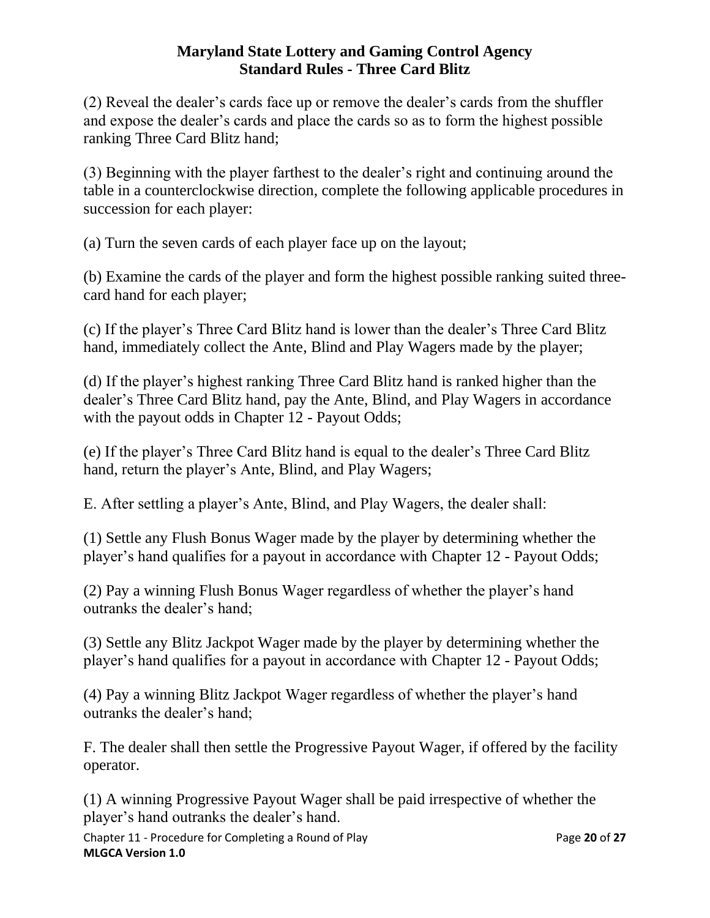(2) Reveal the dealer's cards face up or remove the dealer's cards from the shuffler and expose the dealer's cards and place the cards so as to form the highest possible ranking Three Card Blitz hand;

(3) Beginning with the player farthest to the dealer's right and continuing around the table in a counterclockwise direction, complete the following applicable procedures in succession for each player:

(a) Turn the seven cards of each player face up on the layout;

(b) Examine the cards of the player and form the highest possible ranking suited three-card hand for each player;

(c) If the player's Three Card Blitz hand is lower than the dealer's Three Card Blitz hand, immediately collect the Ante, Blind and Play Wagers made by the player;

(d) If the player's highest ranking Three Card Blitz hand is ranked higher than the dealer's Three Card Blitz hand, pay the Ante, Blind, and Play Wagers in accordance with the payout odds in Chapter 12 - Payout Odds;

(e) If the player's Three Card Blitz hand is equal to the dealer's Three Card Blitz hand, return the player's Ante, Blind, and Play Wagers;

E. After settling a player's Ante, Blind, and Play Wagers, the dealer shall:

(1) Settle any Flush Bonus Wager made by the player by determining whether the player's hand qualifies for a payout in accordance with Chapter 12 - Payout Odds;

(2) Pay a winning Flush Bonus Wager regardless of whether the player's hand outranks the dealer's hand;

(3) Settle any Blitz Jackpot Wager made by the player by determining whether the player's hand qualifies for a payout in accordance with Chapter 12 - Payout Odds;

(4) Pay a winning Blitz Jackpot Wager regardless of whether the player's hand outranks the dealer's hand;

F. The dealer shall then settle the Progressive Payout Wager, if offered by the facility operator.

(1) A winning Progressive Payout Wager shall be paid irrespective of whether the player's hand outranks the dealer's hand.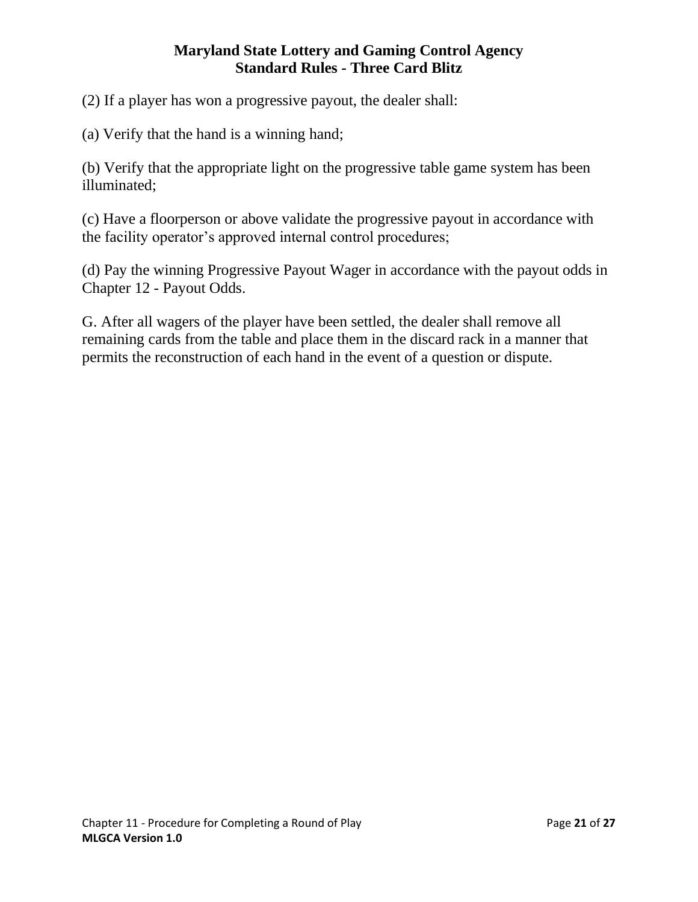(2) If a player has won a progressive payout, the dealer shall:

(a) Verify that the hand is a winning hand;

(b) Verify that the appropriate light on the progressive table game system has been illuminated;

(c) Have a floorperson or above validate the progressive payout in accordance with the facility operator's approved internal control procedures;

(d) Pay the winning Progressive Payout Wager in accordance with the payout odds in Chapter 12 - Payout Odds.

G. After all wagers of the player have been settled, the dealer shall remove all remaining cards from the table and place them in the discard rack in a manner that permits the reconstruction of each hand in the event of a question or dispute.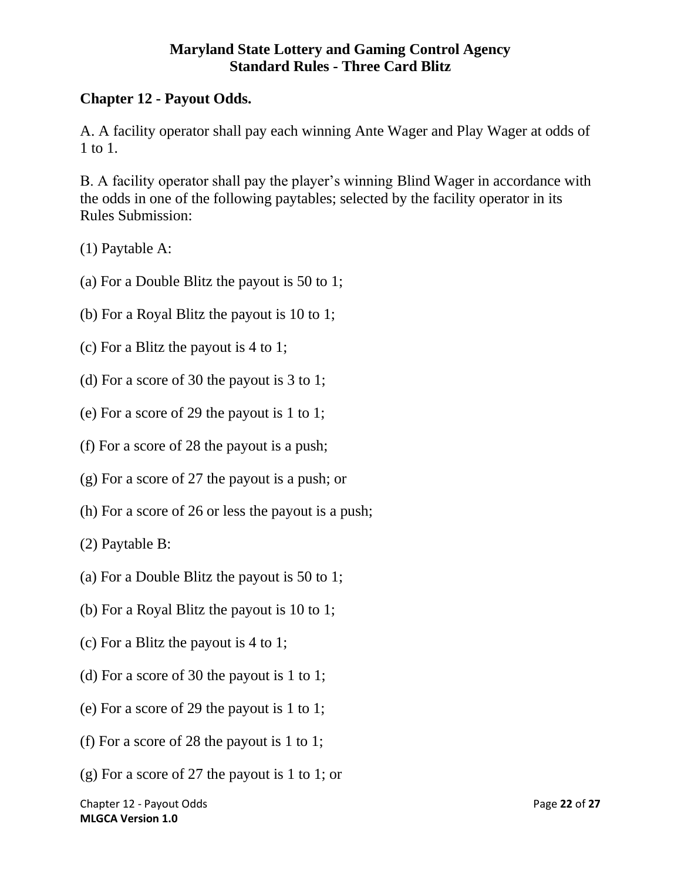## Chapter 12 - Payout Odds.

A. A facility operator shall pay each winning Ante Wager and Play Wager at odds of 1 to 1.

B. A facility operator shall pay the player's winning Blind Wager in accordance with the odds in one of the following paytables; selected by the facility operator in its Rules Submission:

(1) Paytable A:

(a) For a Double Blitz the payout is 50 to 1;

(b) For a Royal Blitz the payout is 10 to 1;

(c) For a Blitz the payout is 4 to 1;

(d) For a score of 30 the payout is 3 to 1;

(e) For a score of 29 the payout is 1 to 1;

(f) For a score of 28 the payout is a push;

(g) For a score of 27 the payout is a push; or

(h) For a score of 26 or less the payout is a push;

(2) Paytable B:

(a) For a Double Blitz the payout is 50 to 1;

(b) For a Royal Blitz the payout is 10 to 1;

(c) For a Blitz the payout is 4 to 1;

(d) For a score of 30 the payout is 1 to 1;

(e) For a score of 29 the payout is 1 to 1;

(f) For a score of 28 the payout is 1 to 1;

(g) For a score of 27 the payout is 1 to 1; or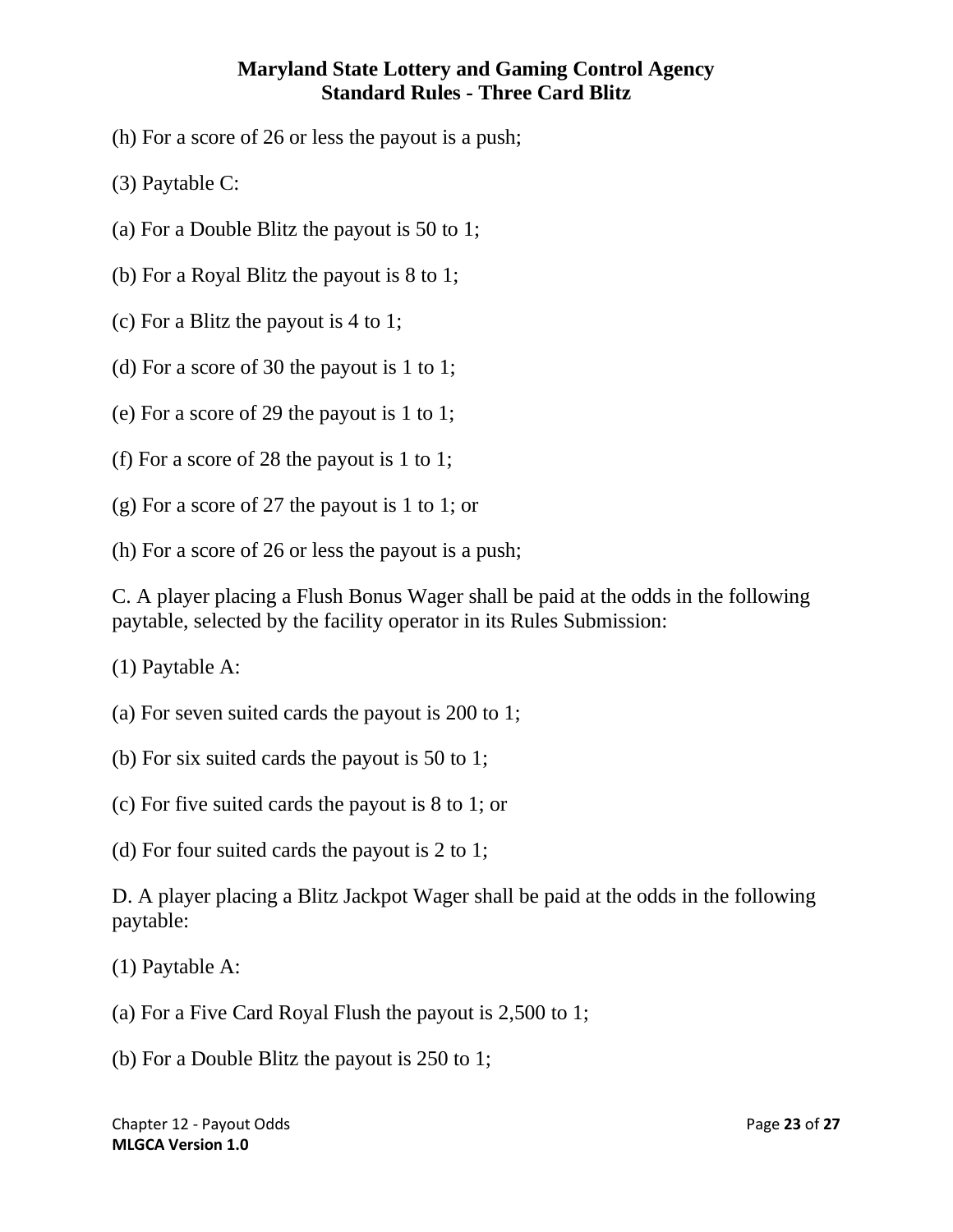(h) For a score of 26 or less the payout is a push;

(3) Paytable C:

(a) For a Double Blitz the payout is 50 to 1;

(b) For a Royal Blitz the payout is 8 to 1;

(c) For a Blitz the payout is 4 to 1;

(d) For a score of 30 the payout is 1 to 1;

(e) For a score of 29 the payout is 1 to 1;

(f) For a score of 28 the payout is 1 to 1;

(g) For a score of 27 the payout is 1 to 1; or

(h) For a score of 26 or less the payout is a push;

C. A player placing a Flush Bonus Wager shall be paid at the odds in the following paytable, selected by the facility operator in its Rules Submission:

(1) Paytable A:

(a) For seven suited cards the payout is 200 to 1;

(b) For six suited cards the payout is 50 to 1;

(c) For five suited cards the payout is 8 to 1; or

(d) For four suited cards the payout is 2 to 1;

D. A player placing a Blitz Jackpot Wager shall be paid at the odds in the following paytable:

(1) Paytable A:

(a) For a Five Card Royal Flush the payout is 2,500 to 1;

(b) For a Double Blitz the payout is 250 to 1;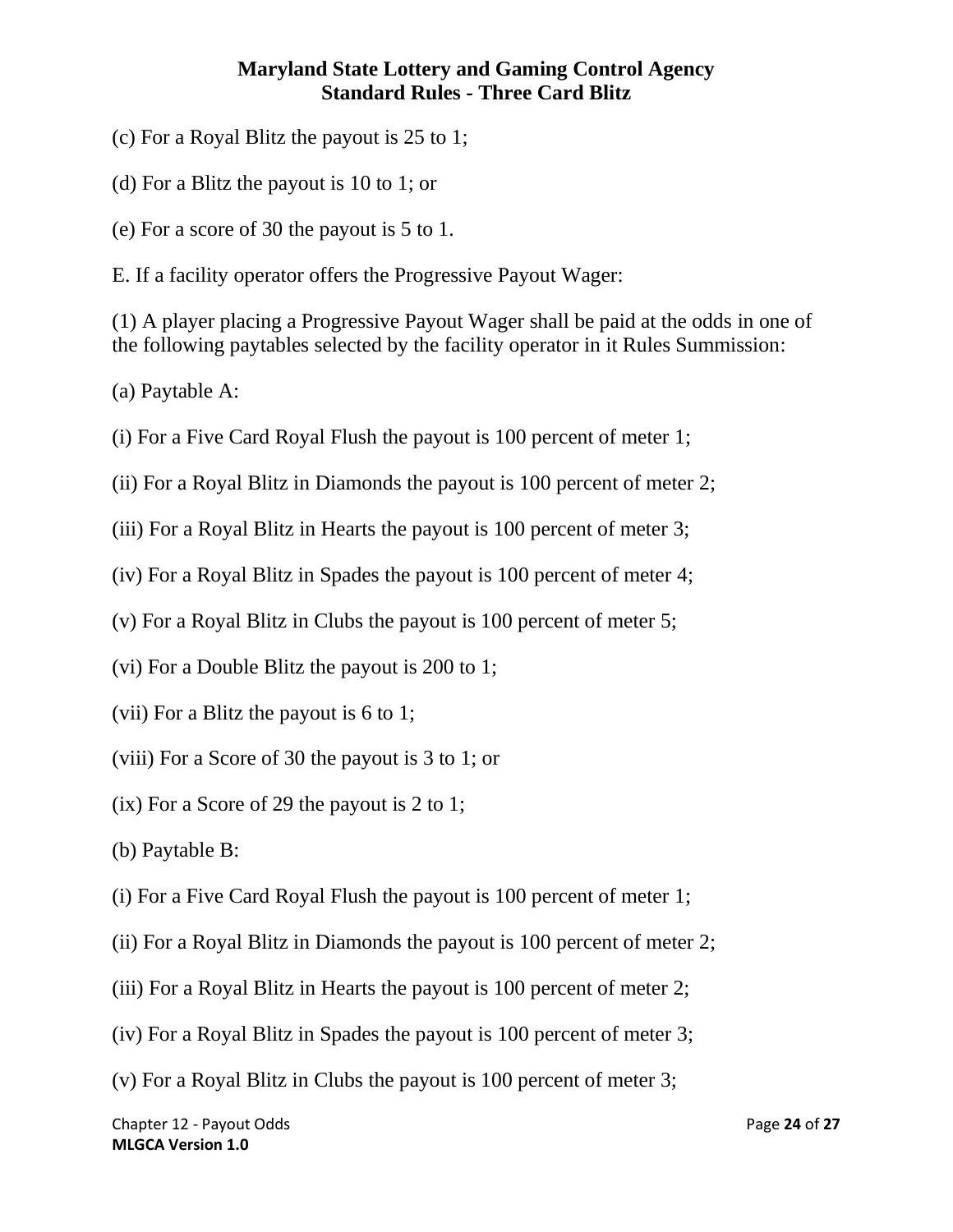(c) For a Royal Blitz the payout is 25 to 1;

(d) For a Blitz the payout is 10 to 1; or

(e) For a score of 30 the payout is 5 to 1.

E. If a facility operator offers the Progressive Payout Wager:

(1) A player placing a Progressive Payout Wager shall be paid at the odds in one of the following paytables selected by the facility operator in it Rules Summission:

(a) Paytable A:

(i) For a Five Card Royal Flush the payout is 100 percent of meter 1;

(ii) For a Royal Blitz in Diamonds the payout is 100 percent of meter 2;

(iii) For a Royal Blitz in Hearts the payout is 100 percent of meter 3;

(iv) For a Royal Blitz in Spades the payout is 100 percent of meter 4;

(v) For a Royal Blitz in Clubs the payout is 100 percent of meter 5;

(vi) For a Double Blitz the payout is 200 to 1;

(vii) For a Blitz the payout is 6 to 1;

(viii) For a Score of 30 the payout is 3 to 1; or

(ix) For a Score of 29 the payout is 2 to 1;

(b) Paytable B:

(i) For a Five Card Royal Flush the payout is 100 percent of meter 1;

(ii) For a Royal Blitz in Diamonds the payout is 100 percent of meter 2;

(iii) For a Royal Blitz in Hearts the payout is 100 percent of meter 2;

(iv) For a Royal Blitz in Spades the payout is 100 percent of meter 3;

(v) For a Royal Blitz in Clubs the payout is 100 percent of meter 3;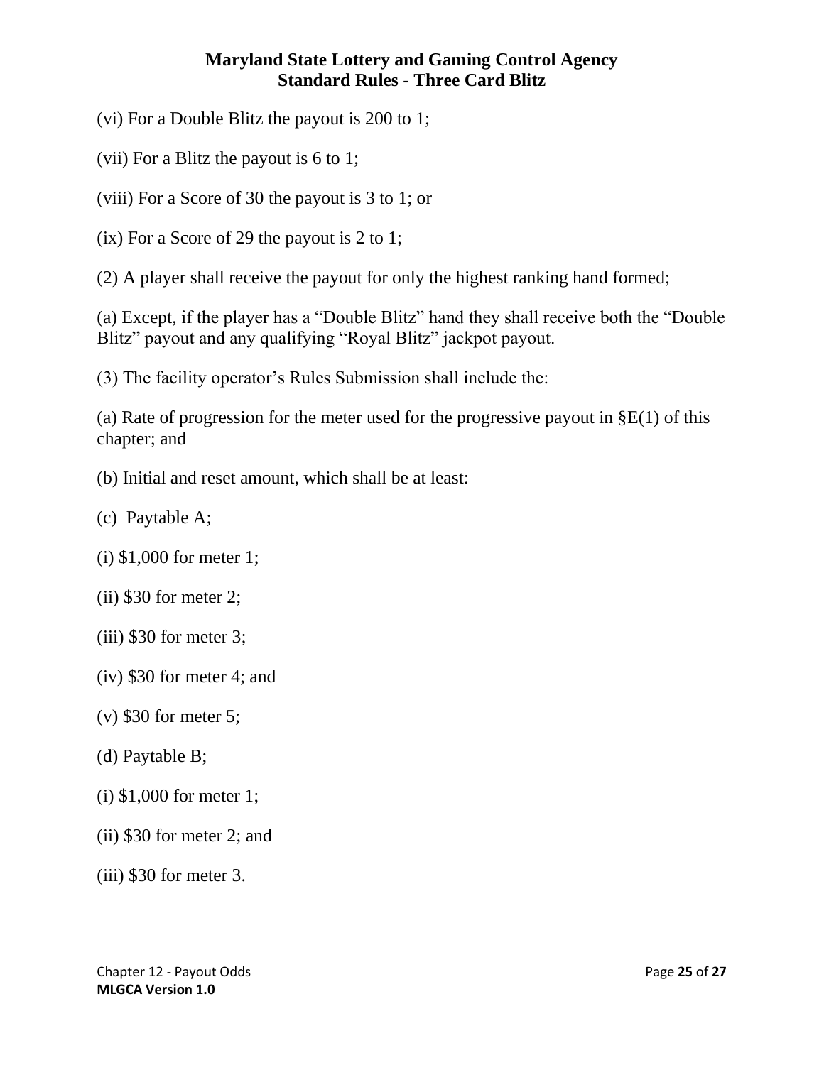(vi) For a Double Blitz the payout is 200 to 1;

(vii) For a Blitz the payout is 6 to 1;

(viii) For a Score of 30 the payout is 3 to 1; or

(ix) For a Score of 29 the payout is 2 to 1;

(2) A player shall receive the payout for only the highest ranking hand formed;

(a) Except, if the player has a "Double Blitz" hand they shall receive both the "Double Blitz" payout and any qualifying "Royal Blitz" jackpot payout.

(3) The facility operator's Rules Submission shall include the:

(a) Rate of progression for the meter used for the progressive payout in §E(1) of this chapter; and

(b) Initial and reset amount, which shall be at least:

(c) Paytable A;

(i) $1,000 for meter 1;

(ii) $30 for meter 2;

(iii) $30 for meter 3;

(iv) $30 for meter 4; and

(v) $30 for meter 5;

(d) Paytable B;

(i) $1,000 for meter 1;

(ii) $30 for meter 2; and

(iii) $30 for meter 3.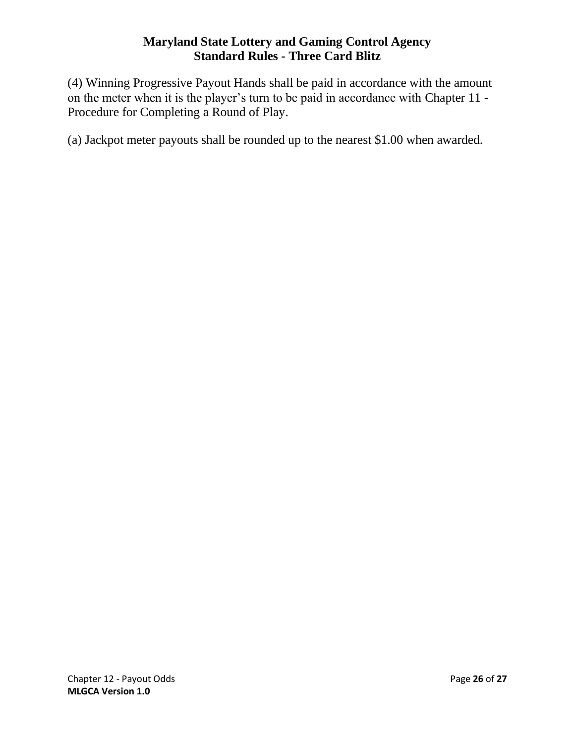(4) Winning Progressive Payout Hands shall be paid in accordance with the amount on the meter when it is the player's turn to be paid in accordance with Chapter 11 - Procedure for Completing a Round of Play.

(a) Jackpot meter payouts shall be rounded up to the nearest $1.00 when awarded.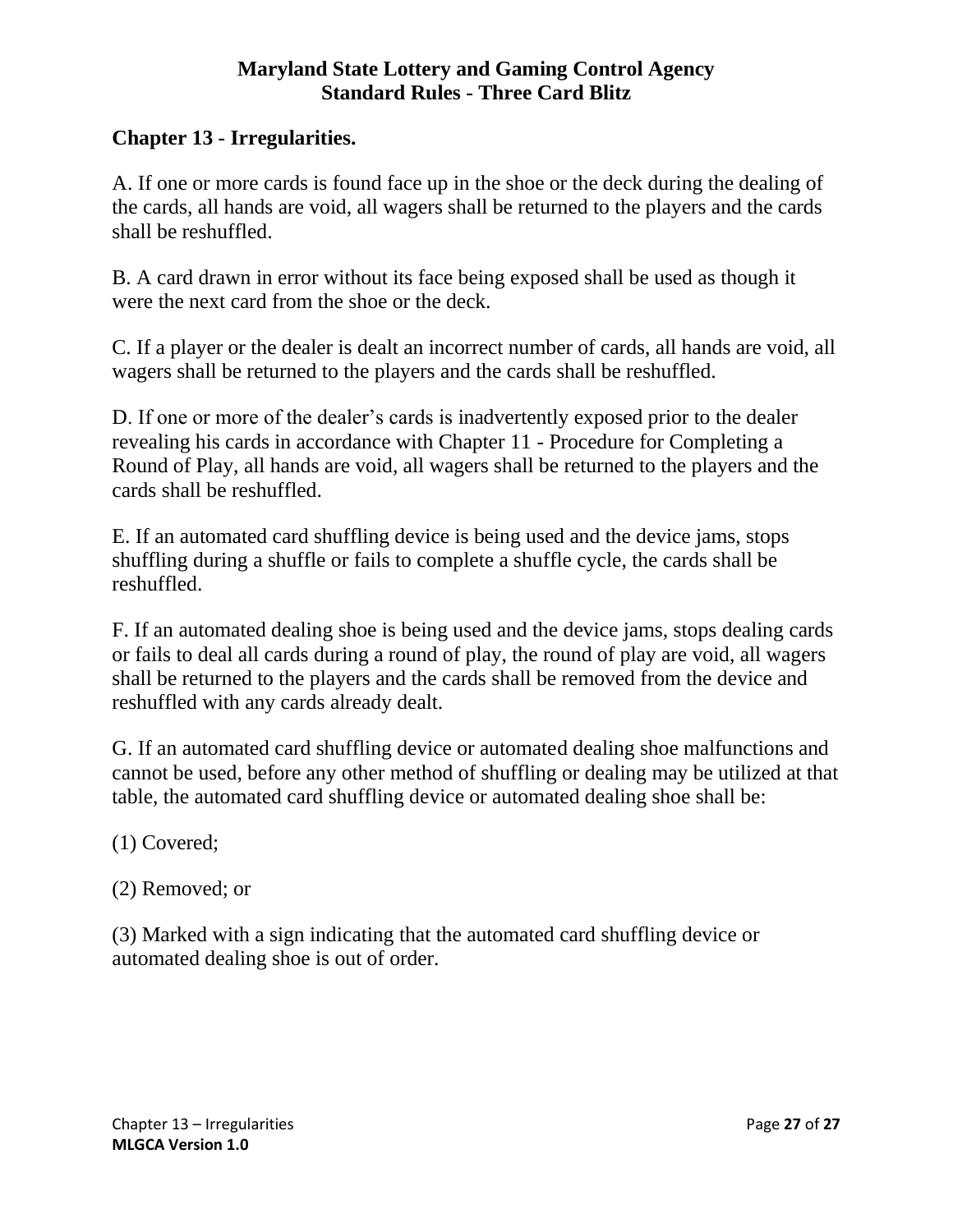## Chapter 13 - Irregularities.

A. If one or more cards is found face up in the shoe or the deck during the dealing of the cards, all hands are void, all wagers shall be returned to the players and the cards shall be reshuffled.

B. A card drawn in error without its face being exposed shall be used as though it were the next card from the shoe or the deck.

C. If a player or the dealer is dealt an incorrect number of cards, all hands are void, all wagers shall be returned to the players and the cards shall be reshuffled.

D. If one or more of the dealer's cards is inadvertently exposed prior to the dealer revealing his cards in accordance with Chapter 11 - Procedure for Completing a Round of Play, all hands are void, all wagers shall be returned to the players and the cards shall be reshuffled.

E. If an automated card shuffling device is being used and the device jams, stops shuffling during a shuffle or fails to complete a shuffle cycle, the cards shall be reshuffled.

F. If an automated dealing shoe is being used and the device jams, stops dealing cards or fails to deal all cards during a round of play, the round of play are void, all wagers shall be returned to the players and the cards shall be removed from the device and reshuffled with any cards already dealt.

G. If an automated card shuffling device or automated dealing shoe malfunctions and cannot be used, before any other method of shuffling or dealing may be utilized at that table, the automated card shuffling device or automated dealing shoe shall be:

(1) Covered;

(2) Removed; or

(3) Marked with a sign indicating that the automated card shuffling device or automated dealing shoe is out of order.